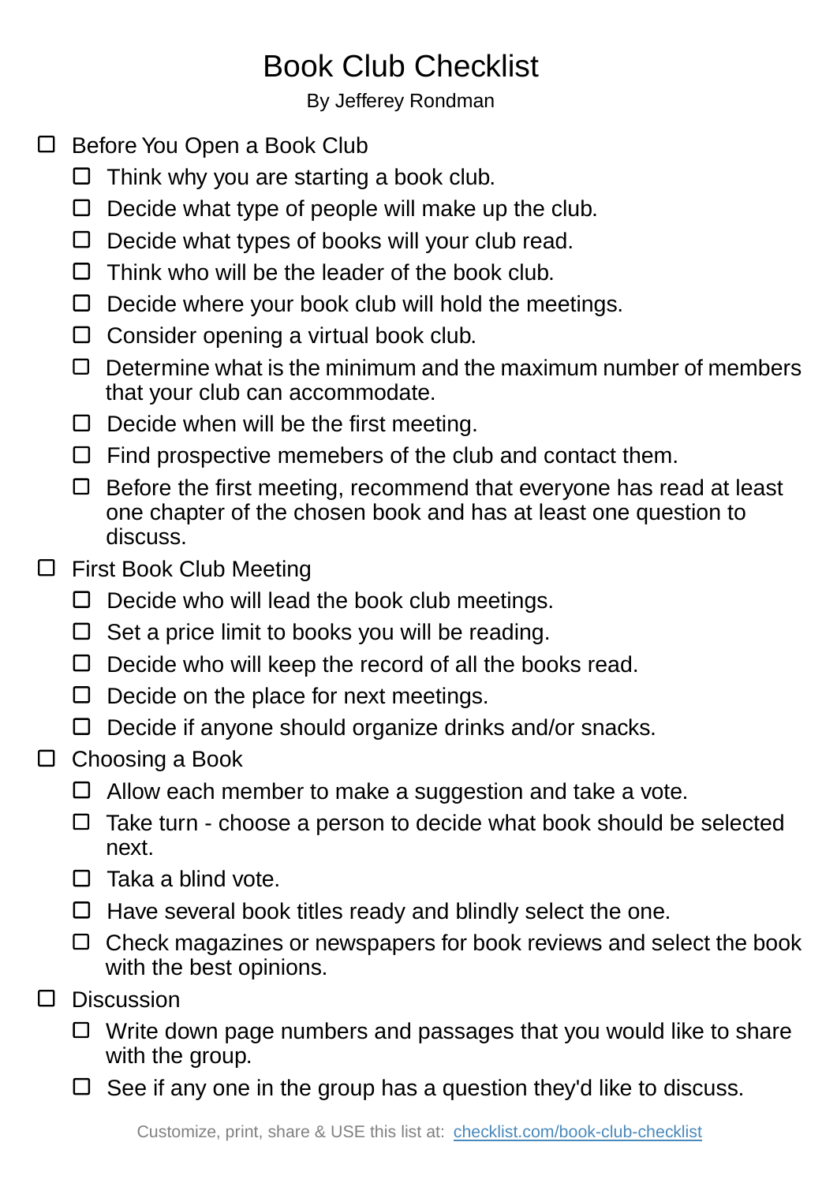# Book Club Checklist

By Jefferey Rondman

- [ ] Before You Open a Book Club
  - [ ] Think why you are starting a book club.
  - [ ] Decide what type of people will make up the club.
  - [ ] Decide what types of books will your club read.
  - [ ] Think who will be the leader of the book club.
  - [ ] Decide where your book club will hold the meetings.
  - [ ] Consider opening a virtual book club.
  - [ ] Determine what is the minimum and the maximum number of members that your club can accommodate.
  - [ ] Decide when will be the first meeting.
  - [ ] Find prospective memebers of the club and contact them.
  - [ ] Before the first meeting, recommend that everyone has read at least one chapter of the chosen book and has at least one question to discuss.
- [ ] First Book Club Meeting
  - [ ] Decide who will lead the book club meetings.
  - [ ] Set a price limit to books you will be reading.
  - [ ] Decide who will keep the record of all the books read.
  - [ ] Decide on the place for next meetings.
  - [ ] Decide if anyone should organize drinks and/or snacks.
- [ ] Choosing a Book
  - [ ] Allow each member to make a suggestion and take a vote.
  - [ ] Take turn - choose a person to decide what book should be selected next.
  - [ ] Taka a blind vote.
  - [ ] Have several book titles ready and blindly select the one.
  - [ ] Check magazines or newspapers for book reviews and select the book with the best opinions.
- [ ] Discussion
  - [ ] Write down page numbers and passages that you would like to share with the group.
  - [ ] See if any one in the group has a question they'd like to discuss.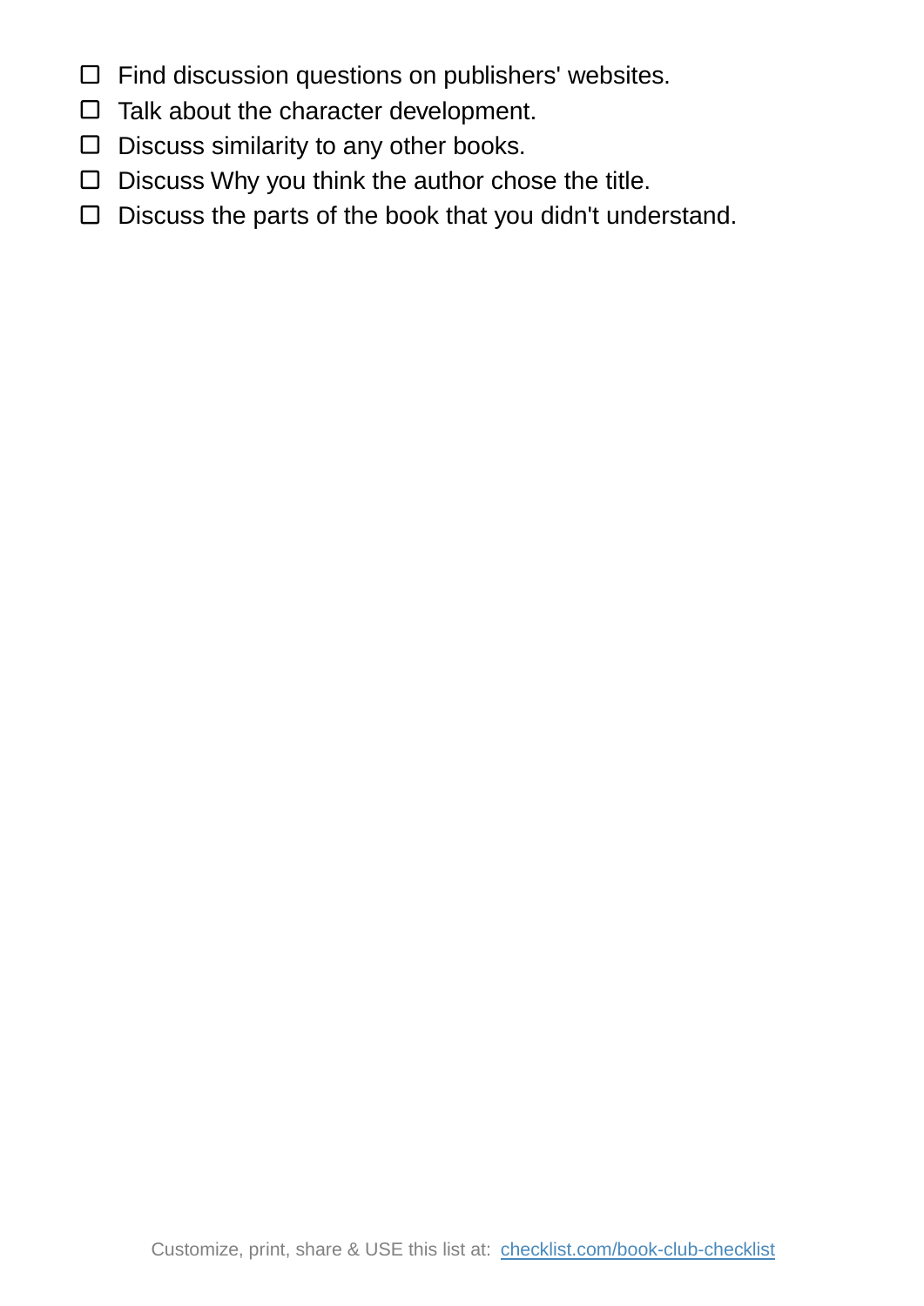- [ ] Find discussion questions on publishers' websites.
- [ ] Talk about the character development.
- [ ] Discuss similarity to any other books.
- [ ] Discuss Why you think the author chose the title.
- [ ] Discuss the parts of the book that you didn't understand.

Customize, print, share & USE this list at: [checklist.com/book-club-checklist](https://checklist.com/book-club-checklist)